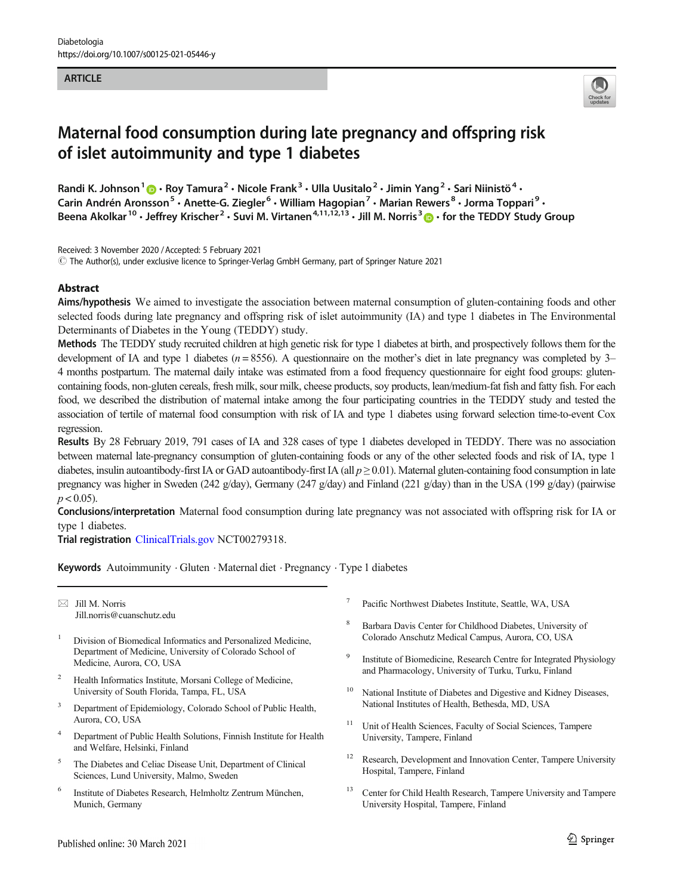ARTICLE

# Maternal food consumption during late pregnancy and offspring risk of islet autoimmunity and type 1 diabetes

Randi K. Johnson[1] · Roy Tamura[2] · Nicole Frank[3] · Ulla Uusitalo[2] · Jimin Yang[2] · Sari Niinistö[4] · Carin Andrén Aronsson[5] · Anette-G. Ziegler[6] · William Hagopian[7] · Marian Rewers[8] · Jorma Toppari[9] · Beena Akolkar[10] · Jeffrey Krischer[2] · Suvi M. Virtanen[4,11,12,13] · Jill M. Norris[3] · for the TEDDY Study Group

Received: 3 November 2020 / Accepted: 5 February 2021
© The Author(s), under exclusive licence to Springer-Verlag GmbH Germany, part of Springer Nature 2021

## Abstract

**Aims/hypothesis** We aimed to investigate the association between maternal consumption of gluten-containing foods and other selected foods during late pregnancy and offspring risk of islet autoimmunity (IA) and type 1 diabetes in The Environmental Determinants of Diabetes in the Young (TEDDY) study.

**Methods** The TEDDY study recruited children at high genetic risk for type 1 diabetes at birth, and prospectively follows them for the development of IA and type 1 diabetes ($n = 8556$). A questionnaire on the mother's diet in late pregnancy was completed by 3–4 months postpartum. The maternal daily intake was estimated from a food frequency questionnaire for eight food groups: gluten-containing foods, non-gluten cereals, fresh milk, sour milk, cheese products, soy products, lean/medium-fat fish and fatty fish. For each food, we described the distribution of maternal intake among the four participating countries in the TEDDY study and tested the association of tertile of maternal food consumption with risk of IA and type 1 diabetes using forward selection time-to-event Cox regression.

**Results** By 28 February 2019, 791 cases of IA and 328 cases of type 1 diabetes developed in TEDDY. There was no association between maternal late-pregnancy consumption of gluten-containing foods or any of the other selected foods and risk of IA, type 1 diabetes, insulin autoantibody-first IA or GAD autoantibody-first IA (all $p \geq 0.01$). Maternal gluten-containing food consumption in late pregnancy was higher in Sweden (242 g/day), Germany (247 g/day) and Finland (221 g/day) than in the USA (199 g/day) (pairwise $p < 0.05$).

**Conclusions/interpretation** Maternal food consumption during late pregnancy was not associated with offspring risk for IA or type 1 diabetes.

**Trial registration** ClinicalTrials.gov NCT00279318.

**Keywords** Autoimmunity · Gluten · Maternal diet · Pregnancy · Type 1 diabetes

---

✉ Jill M. Norris
Jill.norris@cuanschutz.edu

1. Division of Biomedical Informatics and Personalized Medicine, Department of Medicine, University of Colorado School of Medicine, Aurora, CO, USA
2. Health Informatics Institute, Morsani College of Medicine, University of South Florida, Tampa, FL, USA
3. Department of Epidemiology, Colorado School of Public Health, Aurora, CO, USA
4. Department of Public Health Solutions, Finnish Institute for Health and Welfare, Helsinki, Finland
5. The Diabetes and Celiac Disease Unit, Department of Clinical Sciences, Lund University, Malmo, Sweden
6. Institute of Diabetes Research, Helmholtz Zentrum München, Munich, Germany
7. Pacific Northwest Diabetes Institute, Seattle, WA, USA
8. Barbara Davis Center for Childhood Diabetes, University of Colorado Anschutz Medical Campus, Aurora, CO, USA
9. Institute of Biomedicine, Research Centre for Integrated Physiology and Pharmacology, University of Turku, Turku, Finland
10. National Institute of Diabetes and Digestive and Kidney Diseases, National Institutes of Health, Bethesda, MD, USA
11. Unit of Health Sciences, Faculty of Social Sciences, Tampere University, Tampere, Finland
12. Research, Development and Innovation Center, Tampere University Hospital, Tampere, Finland
13. Center for Child Health Research, Tampere University and Tampere University Hospital, Tampere, Finland

Published online: 30 March 2021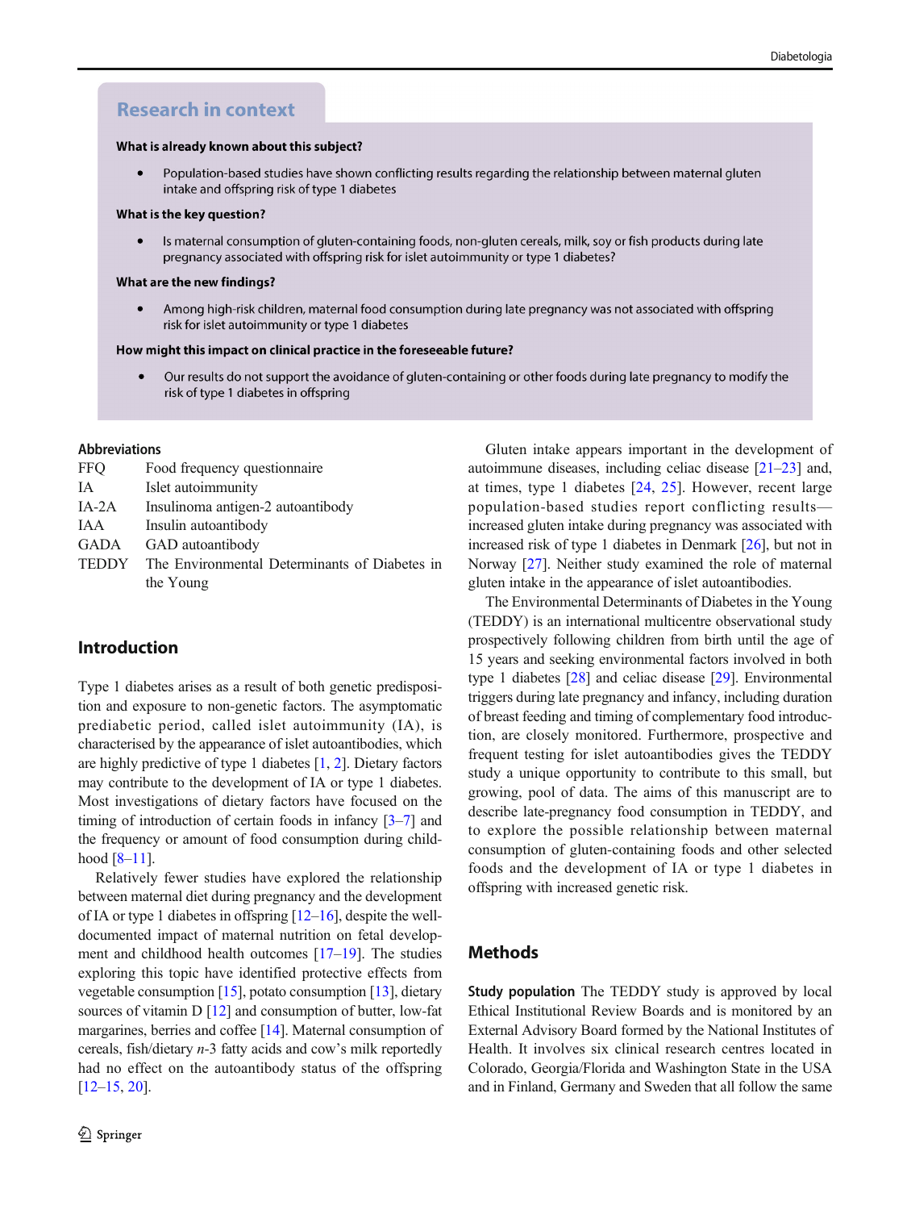## Research in context

**What is already known about this subject?**

- Population-based studies have shown conflicting results regarding the relationship between maternal gluten intake and offspring risk of type 1 diabetes

**What is the key question?**

- Is maternal consumption of gluten-containing foods, non-gluten cereals, milk, soy or fish products during late pregnancy associated with offspring risk for islet autoimmunity or type 1 diabetes?

**What are the new findings?**

- Among high-risk children, maternal food consumption during late pregnancy was not associated with offspring risk for islet autoimmunity or type 1 diabetes

**How might this impact on clinical practice in the foreseeable future?**

- Our results do not support the avoidance of gluten-containing or other foods during late pregnancy to modify the risk of type 1 diabetes in offspring

**Abbreviations**

| | |
|---|---|
| FFQ | Food frequency questionnaire |
| IA | Islet autoimmunity |
| IA-2A | Insulinoma antigen-2 autoantibody |
| IAA | Insulin autoantibody |
| GADA | GAD autoantibody |
| TEDDY | The Environmental Determinants of Diabetes in the Young |

## Introduction

Type 1 diabetes arises as a result of both genetic predisposition and exposure to non-genetic factors. The asymptomatic prediabetic period, called islet autoimmunity (IA), is characterised by the appearance of islet autoantibodies, which are highly predictive of type 1 diabetes [1, 2]. Dietary factors may contribute to the development of IA or type 1 diabetes. Most investigations of dietary factors have focused on the timing of introduction of certain foods in infancy [3–7] and the frequency or amount of food consumption during childhood [8–11].

Relatively fewer studies have explored the relationship between maternal diet during pregnancy and the development of IA or type 1 diabetes in offspring [12–16], despite the well-documented impact of maternal nutrition on fetal development and childhood health outcomes [17–19]. The studies exploring this topic have identified protective effects from vegetable consumption [15], potato consumption [13], dietary sources of vitamin D [12] and consumption of butter, low-fat margarines, berries and coffee [14]. Maternal consumption of cereals, fish/dietary *n*-3 fatty acids and cow's milk reportedly had no effect on the autoantibody status of the offspring [12–15, 20].

Gluten intake appears important in the development of autoimmune diseases, including celiac disease [21–23] and, at times, type 1 diabetes [24, 25]. However, recent large population-based studies report conflicting results—increased gluten intake during pregnancy was associated with increased risk of type 1 diabetes in Denmark [26], but not in Norway [27]. Neither study examined the role of maternal gluten intake in the appearance of islet autoantibodies.

The Environmental Determinants of Diabetes in the Young (TEDDY) is an international multicentre observational study prospectively following children from birth until the age of 15 years and seeking environmental factors involved in both type 1 diabetes [28] and celiac disease [29]. Environmental triggers during late pregnancy and infancy, including duration of breast feeding and timing of complementary food introduction, are closely monitored. Furthermore, prospective and frequent testing for islet autoantibodies gives the TEDDY study a unique opportunity to contribute to this small, but growing, pool of data. The aims of this manuscript are to describe late-pregnancy food consumption in TEDDY, and to explore the possible relationship between maternal consumption of gluten-containing foods and other selected foods and the development of IA or type 1 diabetes in offspring with increased genetic risk.

## Methods

**Study population** The TEDDY study is approved by local Ethical Institutional Review Boards and is monitored by an External Advisory Board formed by the National Institutes of Health. It involves six clinical research centres located in Colorado, Georgia/Florida and Washington State in the USA and in Finland, Germany and Sweden that all follow the same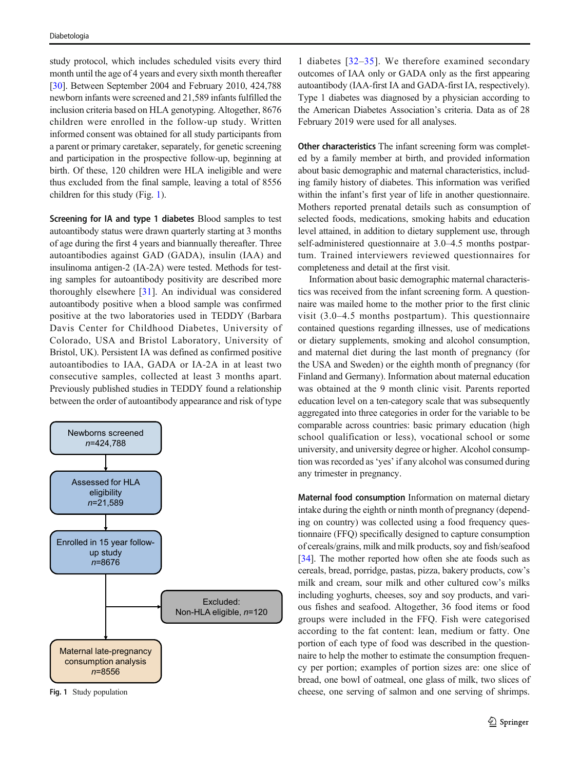study protocol, which includes scheduled visits every third month until the age of 4 years and every sixth month thereafter [30]. Between September 2004 and February 2010, 424,788 newborn infants were screened and 21,589 infants fulfilled the inclusion criteria based on HLA genotyping. Altogether, 8676 children were enrolled in the follow-up study. Written informed consent was obtained for all study participants from a parent or primary caretaker, separately, for genetic screening and participation in the prospective follow-up, beginning at birth. Of these, 120 children were HLA ineligible and were thus excluded from the final sample, leaving a total of 8556 children for this study (Fig. 1).

**Screening for IA and type 1 diabetes** Blood samples to test autoantibody status were drawn quarterly starting at 3 months of age during the first 4 years and biannually thereafter. Three autoantibodies against GAD (GADA), insulin (IAA) and insulinoma antigen-2 (IA-2A) were tested. Methods for testing samples for autoantibody positivity are described more thoroughly elsewhere [31]. An individual was considered autoantibody positive when a blood sample was confirmed positive at the two laboratories used in TEDDY (Barbara Davis Center for Childhood Diabetes, University of Colorado, USA and Bristol Laboratory, University of Bristol, UK). Persistent IA was defined as confirmed positive autoantibodies to IAA, GADA or IA-2A in at least two consecutive samples, collected at least 3 months apart. Previously published studies in TEDDY found a relationship between the order of autoantibody appearance and risk of type 1 diabetes [32–35]. We therefore examined secondary outcomes of IAA only or GADA only as the first appearing autoantibody (IAA-first IA and GADA-first IA, respectively). Type 1 diabetes was diagnosed by a physician according to the American Diabetes Association's criteria. Data as of 28 February 2019 were used for all analyses.

Newborns screened *n*=424,788 → Assessed for HLA eligibility *n*=21,589 → Enrolled in 15 year follow-up study *n*=8676 → Excluded: Non-HLA eligible, *n*=120 → Maternal late-pregnancy consumption analysis *n*=8556

**Fig. 1** Study population

**Other characteristics** The infant screening form was completed by a family member at birth, and provided information about basic demographic and maternal characteristics, including family history of diabetes. This information was verified within the infant's first year of life in another questionnaire. Mothers reported prenatal details such as consumption of selected foods, medications, smoking habits and education level attained, in addition to dietary supplement use, through self-administered questionnaire at 3.0–4.5 months postpartum. Trained interviewers reviewed questionnaires for completeness and detail at the first visit.

Information about basic demographic maternal characteristics was received from the infant screening form. A questionnaire was mailed home to the mother prior to the first clinic visit (3.0–4.5 months postpartum). This questionnaire contained questions regarding illnesses, use of medications or dietary supplements, smoking and alcohol consumption, and maternal diet during the last month of pregnancy (for the USA and Sweden) or the eighth month of pregnancy (for Finland and Germany). Information about maternal education was obtained at the 9 month clinic visit. Parents reported education level on a ten-category scale that was subsequently aggregated into three categories in order for the variable to be comparable across countries: basic primary education (high school qualification or less), vocational school or some university, and university degree or higher. Alcohol consumption was recorded as 'yes' if any alcohol was consumed during any trimester in pregnancy.

**Maternal food consumption** Information on maternal dietary intake during the eighth or ninth month of pregnancy (depending on country) was collected using a food frequency questionnaire (FFQ) specifically designed to capture consumption of cereals/grains, milk and milk products, soy and fish/seafood [34]. The mother reported how often she ate foods such as cereals, bread, porridge, pastas, pizza, bakery products, cow's milk and cream, sour milk and other cultured cow's milks including yoghurts, cheeses, soy and soy products, and various fishes and seafood. Altogether, 36 food items or food groups were included in the FFQ. Fish were categorised according to the fat content: lean, medium or fatty. One portion of each type of food was described in the questionnaire to help the mother to estimate the consumption frequency per portion; examples of portion sizes are: one slice of bread, one bowl of oatmeal, one glass of milk, two slices of cheese, one serving of salmon and one serving of shrimps.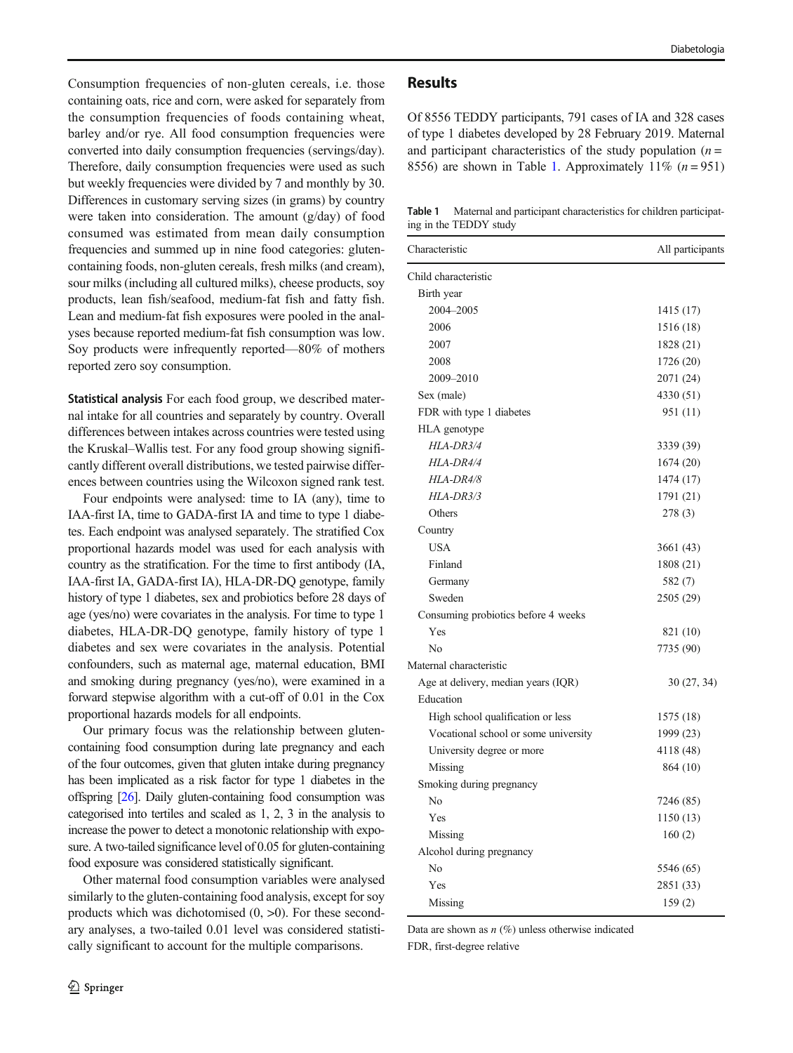Consumption frequencies of non-gluten cereals, i.e. those containing oats, rice and corn, were asked for separately from the consumption frequencies of foods containing wheat, barley and/or rye. All food consumption frequencies were converted into daily consumption frequencies (servings/day). Therefore, daily consumption frequencies were used as such but weekly frequencies were divided by 7 and monthly by 30. Differences in customary serving sizes (in grams) by country were taken into consideration. The amount (g/day) of food consumed was estimated from mean daily consumption frequencies and summed up in nine food categories: gluten-containing foods, non-gluten cereals, fresh milks (and cream), sour milks (including all cultured milks), cheese products, soy products, lean fish/seafood, medium-fat fish and fatty fish. Lean and medium-fat fish exposures were pooled in the analyses because reported medium-fat fish consumption was low. Soy products were infrequently reported—80% of mothers reported zero soy consumption.

**Statistical analysis** For each food group, we described maternal intake for all countries and separately by country. Overall differences between intakes across countries were tested using the Kruskal–Wallis test. For any food group showing significantly different overall distributions, we tested pairwise differences between countries using the Wilcoxon signed rank test.

Four endpoints were analysed: time to IA (any), time to IAA-first IA, time to GADA-first IA and time to type 1 diabetes. Each endpoint was analysed separately. The stratified Cox proportional hazards model was used for each analysis with country as the stratification. For the time to first antibody (IA, IAA-first IA, GADA-first IA), HLA-DR-DQ genotype, family history of type 1 diabetes, sex and probiotics before 28 days of age (yes/no) were covariates in the analysis. For time to type 1 diabetes, HLA-DR-DQ genotype, family history of type 1 diabetes and sex were covariates in the analysis. Potential confounders, such as maternal age, maternal education, BMI and smoking during pregnancy (yes/no), were examined in a forward stepwise algorithm with a cut-off of 0.01 in the Cox proportional hazards models for all endpoints.

Our primary focus was the relationship between gluten-containing food consumption during late pregnancy and each of the four outcomes, given that gluten intake during pregnancy has been implicated as a risk factor for type 1 diabetes in the offspring [26]. Daily gluten-containing food consumption was categorised into tertiles and scaled as 1, 2, 3 in the analysis to increase the power to detect a monotonic relationship with exposure. A two-tailed significance level of 0.05 for gluten-containing food exposure was considered statistically significant.

Other maternal food consumption variables were analysed similarly to the gluten-containing food analysis, except for soy products which was dichotomised (0, >0). For these secondary analyses, a two-tailed 0.01 level was considered statistically significant to account for the multiple comparisons.

## Results

Of 8556 TEDDY participants, 791 cases of IA and 328 cases of type 1 diabetes developed by 28 February 2019. Maternal and participant characteristics of the study population ($n = 8556$) are shown in Table 1. Approximately 11% ($n = 951$)

**Table 1** Maternal and participant characteristics for children participating in the TEDDY study

| Characteristic | All participants |
|---|---|
| Child characteristic | |
| Birth year | |
| 2004–2005 | 1415 (17) |
| 2006 | 1516 (18) |
| 2007 | 1828 (21) |
| 2008 | 1726 (20) |
| 2009–2010 | 2071 (24) |
| Sex (male) | 4330 (51) |
| FDR with type 1 diabetes | 951 (11) |
| HLA genotype | |
| *HLA-DR3/4* | 3339 (39) |
| *HLA-DR4/4* | 1674 (20) |
| *HLA-DR4/8* | 1474 (17) |
| *HLA-DR3/3* | 1791 (21) |
| Others | 278 (3) |
| Country | |
| USA | 3661 (43) |
| Finland | 1808 (21) |
| Germany | 582 (7) |
| Sweden | 2505 (29) |
| Consuming probiotics before 4 weeks | |
| Yes | 821 (10) |
| No | 7735 (90) |
| Maternal characteristic | |
| Age at delivery, median years (IQR) | 30 (27, 34) |
| Education | |
| High school qualification or less | 1575 (18) |
| Vocational school or some university | 1999 (23) |
| University degree or more | 4118 (48) |
| Missing | 864 (10) |
| Smoking during pregnancy | |
| No | 7246 (85) |
| Yes | 1150 (13) |
| Missing | 160 (2) |
| Alcohol during pregnancy | |
| No | 5546 (65) |
| Yes | 2851 (33) |
| Missing | 159 (2) |

Data are shown as *n* (%) unless otherwise indicated

FDR, first-degree relative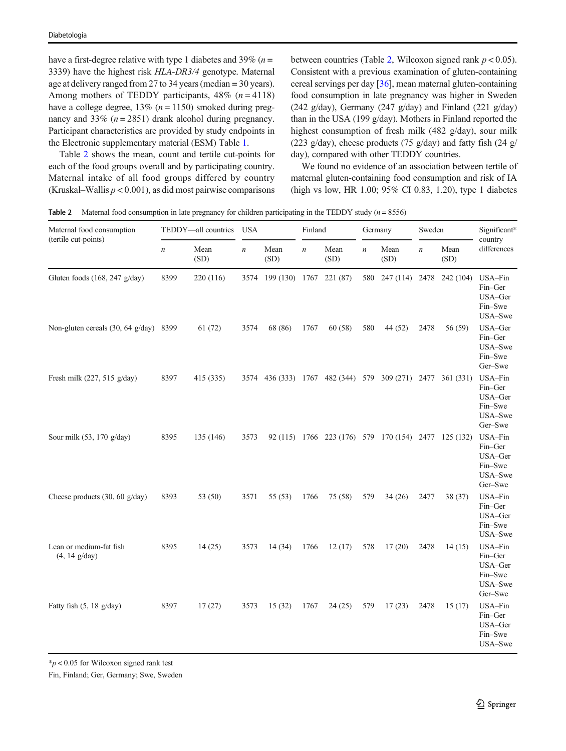have a first-degree relative with type 1 diabetes and 39% ($n$ = 3339) have the highest risk *HLA-DR3/4* genotype. Maternal age at delivery ranged from 27 to 34 years (median = 30 years). Among mothers of TEDDY participants, 48% ($n$ = 4118) have a college degree, 13% ($n$ = 1150) smoked during pregnancy and 33% ($n$ = 2851) drank alcohol during pregnancy. Participant characteristics are provided by study endpoints in the Electronic supplementary material (ESM) Table 1.

Table 2 shows the mean, count and tertile cut-points for each of the food groups overall and by participating country. Maternal intake of all food groups differed by country (Kruskal–Wallis $p < 0.001$), as did most pairwise comparisons between countries (Table 2, Wilcoxon signed rank $p < 0.05$). Consistent with a previous examination of gluten-containing cereal servings per day [36], mean maternal gluten-containing food consumption in late pregnancy was higher in Sweden (242 g/day), Germany (247 g/day) and Finland (221 g/day) than in the USA (199 g/day). Mothers in Finland reported the highest consumption of fresh milk (482 g/day), sour milk (223 g/day), cheese products (75 g/day) and fatty fish (24 g/day), compared with other TEDDY countries.

We found no evidence of an association between tertile of maternal gluten-containing food consumption and risk of IA (high vs low, HR 1.00; 95% CI 0.83, 1.20), type 1 diabetes

**Table 2** Maternal food consumption in late pregnancy for children participating in the TEDDY study ($n$ = 8556)

| Maternal food consumption (tertile cut-points) | TEDDY—all countries | | USA | | Finland | | Germany | | Sweden | | Significant* country differences |
|---|---|---|---|---|---|---|---|---|---|---|---|
| | $n$ | Mean (SD) | $n$ | Mean (SD) | $n$ | Mean (SD) | $n$ | Mean (SD) | $n$ | Mean (SD) | |
| Gluten foods (168, 247 g/day) | 8399 | 220 (116) | 3574 | 199 (130) | 1767 | 221 (87) | 580 | 247 (114) | 2478 | 242 (104) | USA–Fin<br>Fin–Ger<br>USA–Ger<br>Fin–Swe<br>USA–Swe |
| Non-gluten cereals (30, 64 g/day) | 8399 | 61 (72) | 3574 | 68 (86) | 1767 | 60 (58) | 580 | 44 (52) | 2478 | 56 (59) | USA–Ger<br>Fin–Ger<br>USA–Swe<br>Fin–Swe<br>Ger–Swe |
| Fresh milk (227, 515 g/day) | 8397 | 415 (335) | 3574 | 436 (333) | 1767 | 482 (344) | 579 | 309 (271) | 2477 | 361 (331) | USA–Fin<br>Fin–Ger<br>USA–Ger<br>Fin–Swe<br>USA–Swe<br>Ger–Swe |
| Sour milk (53, 170 g/day) | 8395 | 135 (146) | 3573 | 92 (115) | 1766 | 223 (176) | 579 | 170 (154) | 2477 | 125 (132) | USA–Fin<br>Fin–Ger<br>USA–Ger<br>Fin–Swe<br>USA–Swe<br>Ger–Swe |
| Cheese products (30, 60 g/day) | 8393 | 53 (50) | 3571 | 55 (53) | 1766 | 75 (58) | 579 | 34 (26) | 2477 | 38 (37) | USA–Fin<br>Fin–Ger<br>USA–Ger<br>Fin–Swe<br>USA–Swe |
| Lean or medium-fat fish (4, 14 g/day) | 8395 | 14 (25) | 3573 | 14 (34) | 1766 | 12 (17) | 578 | 17 (20) | 2478 | 14 (15) | USA–Fin<br>Fin–Ger<br>USA–Ger<br>Fin–Swe<br>USA–Swe<br>Ger–Swe |
| Fatty fish (5, 18 g/day) | 8397 | 17 (27) | 3573 | 15 (32) | 1767 | 24 (25) | 579 | 17 (23) | 2478 | 15 (17) | USA–Fin<br>Fin–Ger<br>USA–Ger<br>Fin–Swe<br>USA–Swe |

*$p < 0.05$ for Wilcoxon signed rank test

Fin, Finland; Ger, Germany; Swe, Sweden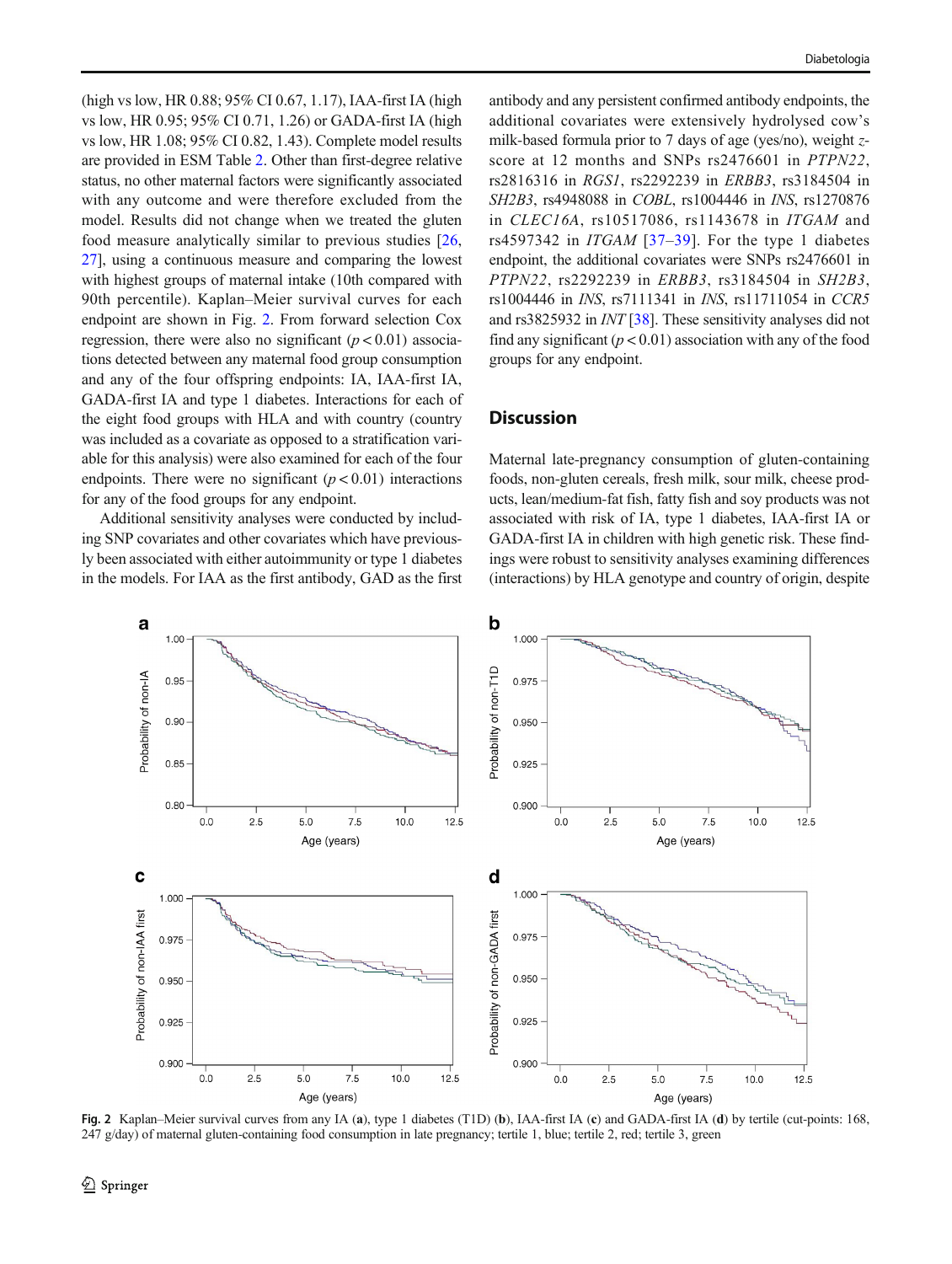(high vs low, HR 0.88; 95% CI 0.67, 1.17), IAA-first IA (high vs low, HR 0.95; 95% CI 0.71, 1.26) or GADA-first IA (high vs low, HR 1.08; 95% CI 0.82, 1.43). Complete model results are provided in ESM Table 2. Other than first-degree relative status, no other maternal factors were significantly associated with any outcome and were therefore excluded from the model. Results did not change when we treated the gluten food measure analytically similar to previous studies [26, 27], using a continuous measure and comparing the lowest with highest groups of maternal intake (10th compared with 90th percentile). Kaplan–Meier survival curves for each endpoint are shown in Fig. 2. From forward selection Cox regression, there were also no significant ($p < 0.01$) associations detected between any maternal food group consumption and any of the four offspring endpoints: IA, IAA-first IA, GADA-first IA and type 1 diabetes. Interactions for each of the eight food groups with HLA and with country (country was included as a covariate as opposed to a stratification variable for this analysis) were also examined for each of the four endpoints. There were no significant ($p < 0.01$) interactions for any of the food groups for any endpoint.

Additional sensitivity analyses were conducted by including SNP covariates and other covariates which have previously been associated with either autoimmunity or type 1 diabetes in the models. For IAA as the first antibody, GAD as the first antibody and any persistent confirmed antibody endpoints, the additional covariates were extensively hydrolysed cow's milk-based formula prior to 7 days of age (yes/no), weight *z*-score at 12 months and SNPs rs2476601 in *PTPN22*, rs2816316 in *RGS1*, rs2292239 in *ERBB3*, rs3184504 in *SH2B3*, rs4948088 in *COBL*, rs1004446 in *INS*, rs12708716 in *CLEC16A*, rs10517086, rs1143678 in *ITGAM* and rs4597342 in *ITGAM* [37–39]. For the type 1 diabetes endpoint, the additional covariates were SNPs rs2476601 in *PTPN22*, rs2292239 in *ERBB3*, rs3184504 in *SH2B3*, rs1004446 in *INS*, rs7111341 in *INS*, rs11711054 in *CCR5* and rs3825932 in *INT* [38]. These sensitivity analyses did not find any significant ($p < 0.01$) association with any of the food groups for any endpoint.

## Discussion

Maternal late-pregnancy consumption of gluten-containing foods, non-gluten cereals, fresh milk, sour milk, cheese products, lean/medium-fat fish, fatty fish and soy products was not associated with risk of IA, type 1 diabetes, IAA-first IA or GADA-first IA in children with high genetic risk. These findings were robust to sensitivity analyses examining differences (interactions) by HLA genotype and country of origin, despite

**Fig. 2** Kaplan–Meier survival curves from any IA (**a**), type 1 diabetes (T1D) (**b**), IAA-first IA (**c**) and GADA-first IA (**d**) by tertile (cut-points: 168, 247 g/day) of maternal gluten-containing food consumption in late pregnancy; tertile 1, blue; tertile 2, red; tertile 3, green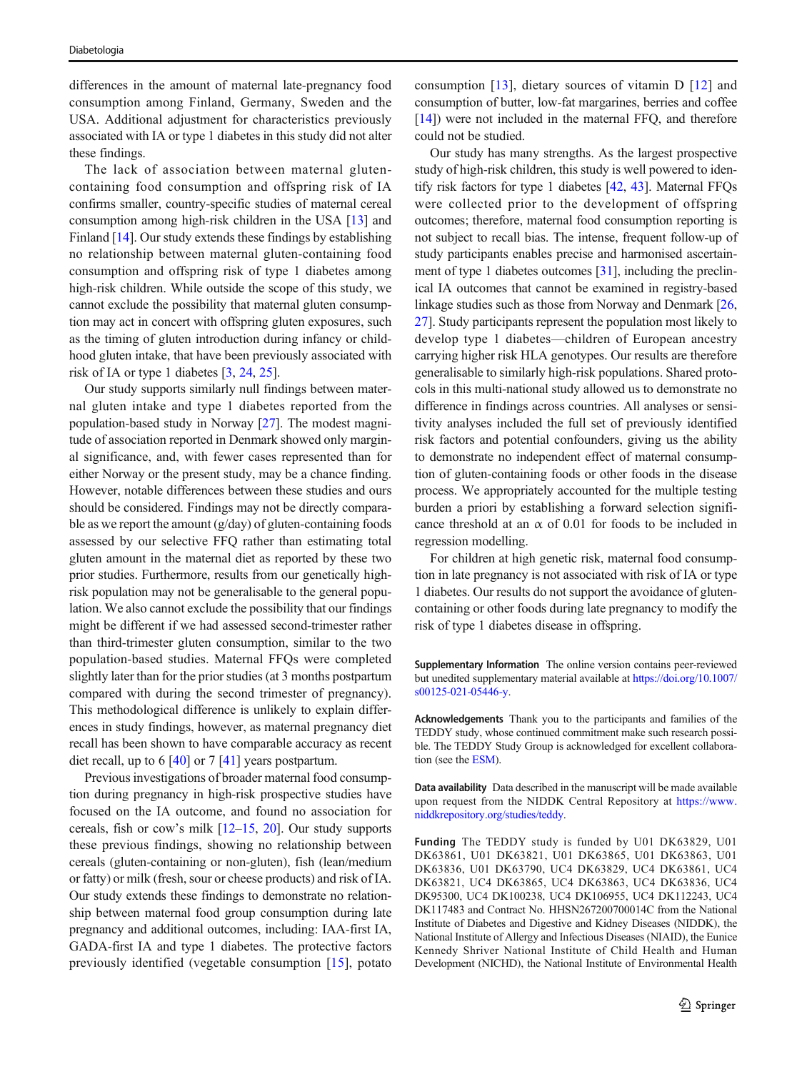differences in the amount of maternal late-pregnancy food consumption among Finland, Germany, Sweden and the USA. Additional adjustment for characteristics previously associated with IA or type 1 diabetes in this study did not alter these findings.

The lack of association between maternal gluten-containing food consumption and offspring risk of IA confirms smaller, country-specific studies of maternal cereal consumption among high-risk children in the USA [13] and Finland [14]. Our study extends these findings by establishing no relationship between maternal gluten-containing food consumption and offspring risk of type 1 diabetes among high-risk children. While outside the scope of this study, we cannot exclude the possibility that maternal gluten consumption may act in concert with offspring gluten exposures, such as the timing of gluten introduction during infancy or childhood gluten intake, that have been previously associated with risk of IA or type 1 diabetes [3, 24, 25].

Our study supports similarly null findings between maternal gluten intake and type 1 diabetes reported from the population-based study in Norway [27]. The modest magnitude of association reported in Denmark showed only marginal significance, and, with fewer cases represented than for either Norway or the present study, may be a chance finding. However, notable differences between these studies and ours should be considered. Findings may not be directly comparable as we report the amount (g/day) of gluten-containing foods assessed by our selective FFQ rather than estimating total gluten amount in the maternal diet as reported by these two prior studies. Furthermore, results from our genetically high-risk population may not be generalisable to the general population. We also cannot exclude the possibility that our findings might be different if we had assessed second-trimester rather than third-trimester gluten consumption, similar to the two population-based studies. Maternal FFQs were completed slightly later than for the prior studies (at 3 months postpartum compared with during the second trimester of pregnancy). This methodological difference is unlikely to explain differences in study findings, however, as maternal pregnancy diet recall has been shown to have comparable accuracy as recent diet recall, up to 6 [40] or 7 [41] years postpartum.

Previous investigations of broader maternal food consumption during pregnancy in high-risk prospective studies have focused on the IA outcome, and found no association for cereals, fish or cow's milk [12–15, 20]. Our study supports these previous findings, showing no relationship between cereals (gluten-containing or non-gluten), fish (lean/medium or fatty) or milk (fresh, sour or cheese products) and risk of IA. Our study extends these findings to demonstrate no relationship between maternal food group consumption during late pregnancy and additional outcomes, including: IAA-first IA, GADA-first IA and type 1 diabetes. The protective factors previously identified (vegetable consumption [15], potato consumption [13], dietary sources of vitamin D [12] and consumption of butter, low-fat margarines, berries and coffee [14]) were not included in the maternal FFQ, and therefore could not be studied.

Our study has many strengths. As the largest prospective study of high-risk children, this study is well powered to identify risk factors for type 1 diabetes [42, 43]. Maternal FFQs were collected prior to the development of offspring outcomes; therefore, maternal food consumption reporting is not subject to recall bias. The intense, frequent follow-up of study participants enables precise and harmonised ascertainment of type 1 diabetes outcomes [31], including the preclinical IA outcomes that cannot be examined in registry-based linkage studies such as those from Norway and Denmark [26, 27]. Study participants represent the population most likely to develop type 1 diabetes—children of European ancestry carrying higher risk HLA genotypes. Our results are therefore generalisable to similarly high-risk populations. Shared protocols in this multi-national study allowed us to demonstrate no difference in findings across countries. All analyses or sensitivity analyses included the full set of previously identified risk factors and potential confounders, giving us the ability to demonstrate no independent effect of maternal consumption of gluten-containing foods or other foods in the disease process. We appropriately accounted for the multiple testing burden a priori by establishing a forward selection significance threshold at an $\alpha$ of 0.01 for foods to be included in regression modelling.

For children at high genetic risk, maternal food consumption in late pregnancy is not associated with risk of IA or type 1 diabetes. Our results do not support the avoidance of gluten-containing or other foods during late pregnancy to modify the risk of type 1 diabetes disease in offspring.

**Supplementary Information** The online version contains peer-reviewed but unedited supplementary material available at https://doi.org/10.1007/s00125-021-05446-y.

**Acknowledgements** Thank you to the participants and families of the TEDDY study, whose continued commitment make such research possible. The TEDDY Study Group is acknowledged for excellent collaboration (see the ESM).

**Data availability** Data described in the manuscript will be made available upon request from the NIDDK Central Repository at https://www.niddkrepository.org/studies/teddy.

**Funding** The TEDDY study is funded by U01 DK63829, U01 DK63861, U01 DK63821, U01 DK63865, U01 DK63863, U01 DK63836, U01 DK63790, UC4 DK63829, UC4 DK63861, UC4 DK63821, UC4 DK63865, UC4 DK63863, UC4 DK63836, UC4 DK95300, UC4 DK100238, UC4 DK106955, UC4 DK112243, UC4 DK117483 and Contract No. HHSN267200700014C from the National Institute of Diabetes and Digestive and Kidney Diseases (NIDDK), the National Institute of Allergy and Infectious Diseases (NIAID), the Eunice Kennedy Shriver National Institute of Child Health and Human Development (NICHD), the National Institute of Environmental Health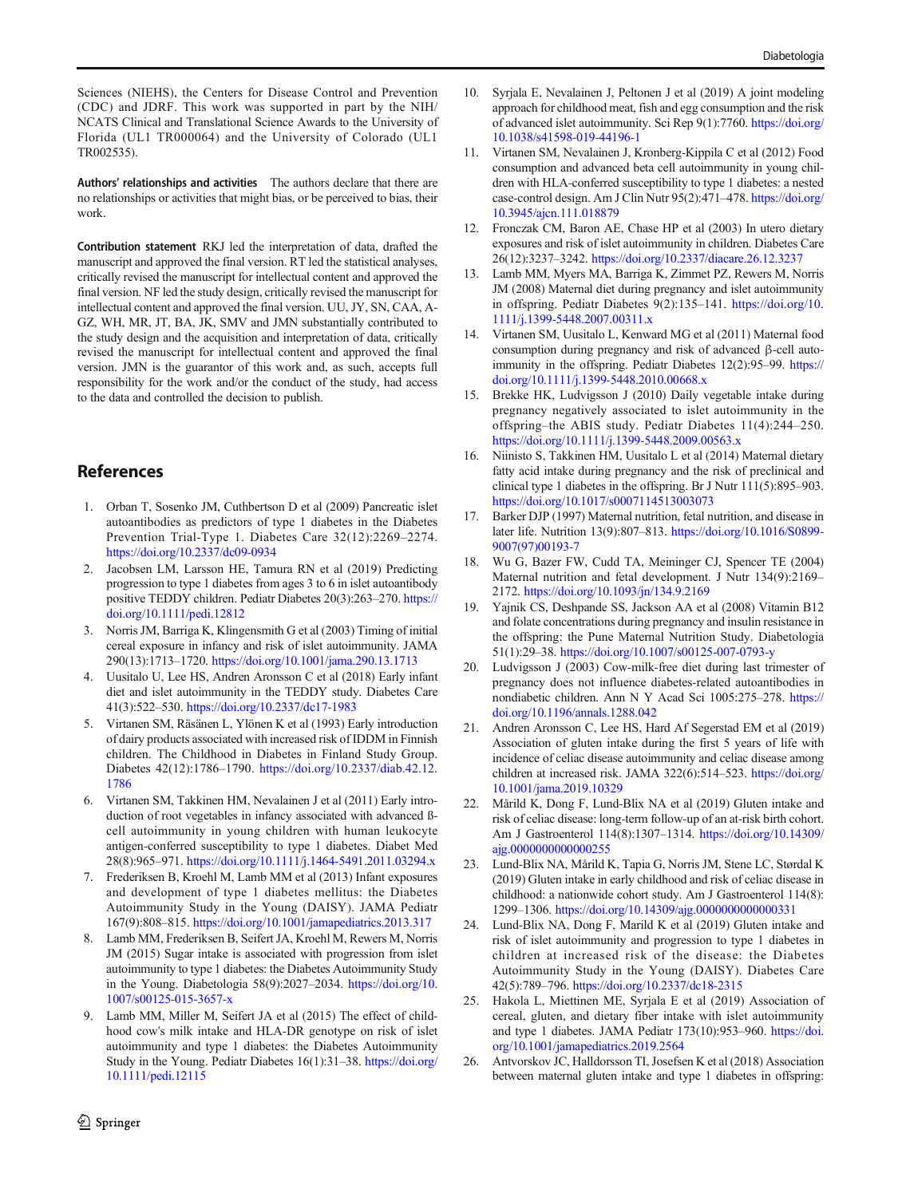Sciences (NIEHS), the Centers for Disease Control and Prevention (CDC) and JDRF. This work was supported in part by the NIH/NCATS Clinical and Translational Science Awards to the University of Florida (UL1 TR000064) and the University of Colorado (UL1 TR002535).

**Authors' relationships and activities** The authors declare that there are no relationships or activities that might bias, or be perceived to bias, their work.

**Contribution statement** RKJ led the interpretation of data, drafted the manuscript and approved the final version. RT led the statistical analyses, critically revised the manuscript for intellectual content and approved the final version. NF led the study design, critically revised the manuscript for intellectual content and approved the final version. UU, JY, SN, CAA, A-GZ, WH, MR, JT, BA, JK, SMV and JMN substantially contributed to the study design and the acquisition and interpretation of data, critically revised the manuscript for intellectual content and approved the final version. JMN is the guarantor of this work and, as such, accepts full responsibility for the work and/or the conduct of the study, had access to the data and controlled the decision to publish.

## References

1. Orban T, Sosenko JM, Cuthbertson D et al (2009) Pancreatic islet autoantibodies as predictors of type 1 diabetes in the Diabetes Prevention Trial-Type 1. Diabetes Care 32(12):2269–2274. https://doi.org/10.2337/dc09-0934
2. Jacobsen LM, Larsson HE, Tamura RN et al (2019) Predicting progression to type 1 diabetes from ages 3 to 6 in islet autoantibody positive TEDDY children. Pediatr Diabetes 20(3):263–270. https://doi.org/10.1111/pedi.12812
3. Norris JM, Barriga K, Klingensmith G et al (2003) Timing of initial cereal exposure in infancy and risk of islet autoimmunity. JAMA 290(13):1713–1720. https://doi.org/10.1001/jama.290.13.1713
4. Uusitalo U, Lee HS, Andren Aronsson C et al (2018) Early infant diet and islet autoimmunity in the TEDDY study. Diabetes Care 41(3):522–530. https://doi.org/10.2337/dc17-1983
5. Virtanen SM, Räsänen L, Ylönen K et al (1993) Early introduction of dairy products associated with increased risk of IDDM in Finnish children. The Childhood in Diabetes in Finland Study Group. Diabetes 42(12):1786–1790. https://doi.org/10.2337/diab.42.12.1786
6. Virtanen SM, Takkinen HM, Nevalainen J et al (2011) Early introduction of root vegetables in infancy associated with advanced ß-cell autoimmunity in young children with human leukocyte antigen-conferred susceptibility to type 1 diabetes. Diabet Med 28(8):965–971. https://doi.org/10.1111/j.1464-5491.2011.03294.x
7. Frederiksen B, Kroehl M, Lamb MM et al (2013) Infant exposures and development of type 1 diabetes mellitus: the Diabetes Autoimmunity Study in the Young (DAISY). JAMA Pediatr 167(9):808–815. https://doi.org/10.1001/jamapediatrics.2013.317
8. Lamb MM, Frederiksen B, Seifert JA, Kroehl M, Rewers M, Norris JM (2015) Sugar intake is associated with progression from islet autoimmunity to type 1 diabetes: the Diabetes Autoimmunity Study in the Young. Diabetologia 58(9):2027–2034. https://doi.org/10.1007/s00125-015-3657-x
9. Lamb MM, Miller M, Seifert JA et al (2015) The effect of childhood cow's milk intake and HLA-DR genotype on risk of islet autoimmunity and type 1 diabetes: the Diabetes Autoimmunity Study in the Young. Pediatr Diabetes 16(1):31–38. https://doi.org/10.1111/pedi.12115
10. Syrjala E, Nevalainen J, Peltonen J et al (2019) A joint modeling approach for childhood meat, fish and egg consumption and the risk of advanced islet autoimmunity. Sci Rep 9(1):7760. https://doi.org/10.1038/s41598-019-44196-1
11. Virtanen SM, Nevalainen J, Kronberg-Kippila C et al (2012) Food consumption and advanced beta cell autoimmunity in young children with HLA-conferred susceptibility to type 1 diabetes: a nested case-control design. Am J Clin Nutr 95(2):471–478. https://doi.org/10.3945/ajcn.111.018879
12. Fronczak CM, Baron AE, Chase HP et al (2003) In utero dietary exposures and risk of islet autoimmunity in children. Diabetes Care 26(12):3237–3242. https://doi.org/10.2337/diacare.26.12.3237
13. Lamb MM, Myers MA, Barriga K, Zimmet PZ, Rewers M, Norris JM (2008) Maternal diet during pregnancy and islet autoimmunity in offspring. Pediatr Diabetes 9(2):135–141. https://doi.org/10.1111/j.1399-5448.2007.00311.x
14. Virtanen SM, Uusitalo L, Kenward MG et al (2011) Maternal food consumption during pregnancy and risk of advanced β-cell autoimmunity in the offspring. Pediatr Diabetes 12(2):95–99. https://doi.org/10.1111/j.1399-5448.2010.00668.x
15. Brekke HK, Ludvigsson J (2010) Daily vegetable intake during pregnancy negatively associated to islet autoimmunity in the offspring–the ABIS study. Pediatr Diabetes 11(4):244–250. https://doi.org/10.1111/j.1399-5448.2009.00563.x
16. Niinisto S, Takkinen HM, Uusitalo L et al (2014) Maternal dietary fatty acid intake during pregnancy and the risk of preclinical and clinical type 1 diabetes in the offspring. Br J Nutr 111(5):895–903. https://doi.org/10.1017/s0007114513003073
17. Barker DJP (1997) Maternal nutrition, fetal nutrition, and disease in later life. Nutrition 13(9):807–813. https://doi.org/10.1016/S0899-9007(97)00193-7
18. Wu G, Bazer FW, Cudd TA, Meininger CJ, Spencer TE (2004) Maternal nutrition and fetal development. J Nutr 134(9):2169–2172. https://doi.org/10.1093/jn/134.9.2169
19. Yajnik CS, Deshpande SS, Jackson AA et al (2008) Vitamin B12 and folate concentrations during pregnancy and insulin resistance in the offspring: the Pune Maternal Nutrition Study. Diabetologia 51(1):29–38. https://doi.org/10.1007/s00125-007-0793-y
20. Ludvigsson J (2003) Cow-milk-free diet during last trimester of pregnancy does not influence diabetes-related autoantibodies in nondiabetic children. Ann N Y Acad Sci 1005:275–278. https://doi.org/10.1196/annals.1288.042
21. Andren Aronsson C, Lee HS, Hard Af Segerstad EM et al (2019) Association of gluten intake during the first 5 years of life with incidence of celiac disease autoimmunity and celiac disease among children at increased risk. JAMA 322(6):514–523. https://doi.org/10.1001/jama.2019.10329
22. Mårild K, Dong F, Lund-Blix NA et al (2019) Gluten intake and risk of celiac disease: long-term follow-up of an at-risk birth cohort. Am J Gastroenterol 114(8):1307–1314. https://doi.org/10.14309/ajg.0000000000000255
23. Lund-Blix NA, Mårild K, Tapia G, Norris JM, Stene LC, Størdal K (2019) Gluten intake in early childhood and risk of celiac disease in childhood: a nationwide cohort study. Am J Gastroenterol 114(8):1299–1306. https://doi.org/10.14309/ajg.0000000000000331
24. Lund-Blix NA, Dong F, Marild K et al (2019) Gluten intake and risk of islet autoimmunity and progression to type 1 diabetes in children at increased risk of the disease: the Diabetes Autoimmunity Study in the Young (DAISY). Diabetes Care 42(5):789–796. https://doi.org/10.2337/dc18-2315
25. Hakola L, Miettinen ME, Syrjala E et al (2019) Association of cereal, gluten, and dietary fiber intake with islet autoimmunity and type 1 diabetes. JAMA Pediatr 173(10):953–960. https://doi.org/10.1001/jamapediatrics.2019.2564
26. Antvorskov JC, Halldorsson TI, Josefsen K et al (2018) Association between maternal gluten intake and type 1 diabetes in offspring: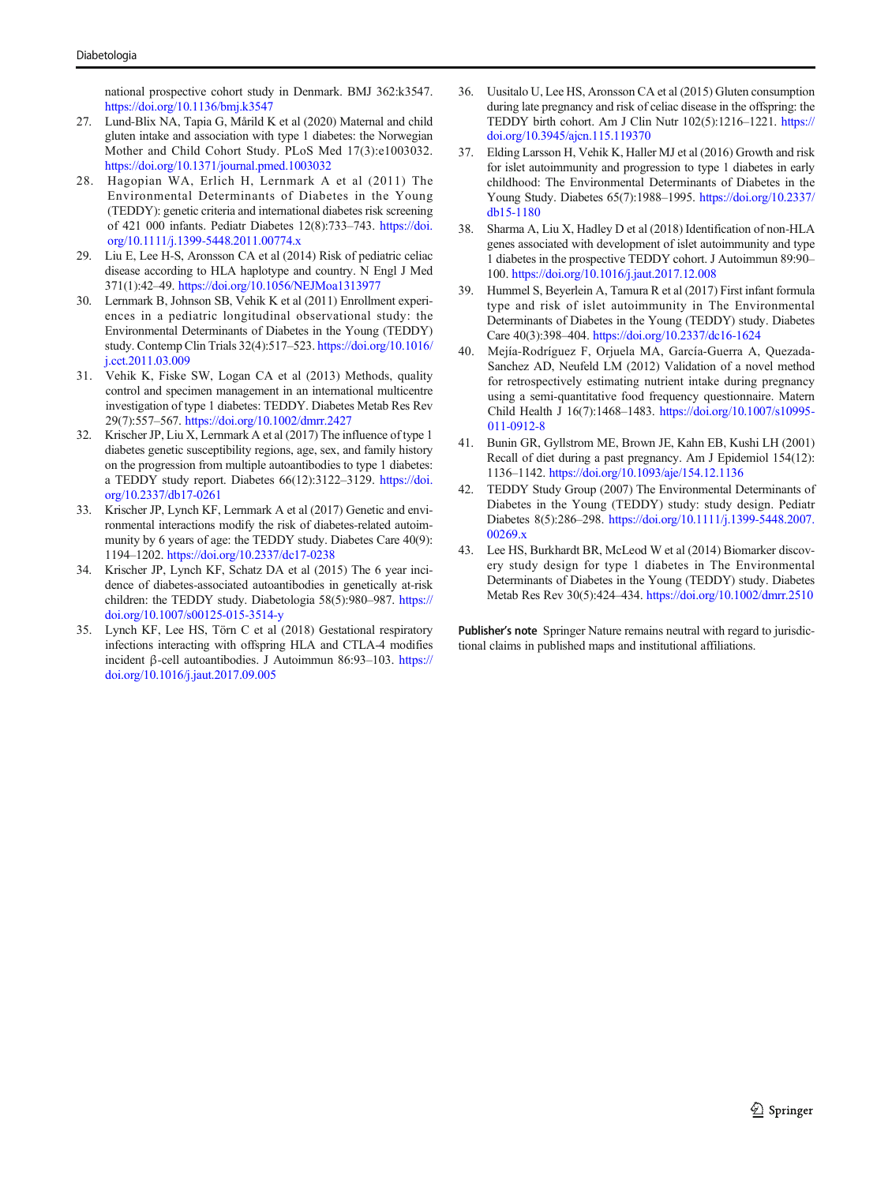national prospective cohort study in Denmark. BMJ 362:k3547. https://doi.org/10.1136/bmj.k3547

27. Lund-Blix NA, Tapia G, Mårild K et al (2020) Maternal and child gluten intake and association with type 1 diabetes: the Norwegian Mother and Child Cohort Study. PLoS Med 17(3):e1003032. https://doi.org/10.1371/journal.pmed.1003032
28. Hagopian WA, Erlich H, Lernmark A et al (2011) The Environmental Determinants of Diabetes in the Young (TEDDY): genetic criteria and international diabetes risk screening of 421 000 infants. Pediatr Diabetes 12(8):733–743. https://doi.org/10.1111/j.1399-5448.2011.00774.x
29. Liu E, Lee H-S, Aronsson CA et al (2014) Risk of pediatric celiac disease according to HLA haplotype and country. N Engl J Med 371(1):42–49. https://doi.org/10.1056/NEJMoa1313977
30. Lernmark B, Johnson SB, Vehik K et al (2011) Enrollment experiences in a pediatric longitudinal observational study: the Environmental Determinants of Diabetes in the Young (TEDDY) study. Contemp Clin Trials 32(4):517–523. https://doi.org/10.1016/j.cct.2011.03.009
31. Vehik K, Fiske SW, Logan CA et al (2013) Methods, quality control and specimen management in an international multicentre investigation of type 1 diabetes: TEDDY. Diabetes Metab Res Rev 29(7):557–567. https://doi.org/10.1002/dmrr.2427
32. Krischer JP, Liu X, Lernmark A et al (2017) The influence of type 1 diabetes genetic susceptibility regions, age, sex, and family history on the progression from multiple autoantibodies to type 1 diabetes: a TEDDY study report. Diabetes 66(12):3122–3129. https://doi.org/10.2337/db17-0261
33. Krischer JP, Lynch KF, Lernmark A et al (2017) Genetic and environmental interactions modify the risk of diabetes-related autoimmunity by 6 years of age: the TEDDY study. Diabetes Care 40(9):1194–1202. https://doi.org/10.2337/dc17-0238
34. Krischer JP, Lynch KF, Schatz DA et al (2015) The 6 year incidence of diabetes-associated autoantibodies in genetically at-risk children: the TEDDY study. Diabetologia 58(5):980–987. https://doi.org/10.1007/s00125-015-3514-y
35. Lynch KF, Lee HS, Törn C et al (2018) Gestational respiratory infections interacting with offspring HLA and CTLA-4 modifies incident β-cell autoantibodies. J Autoimmun 86:93–103. https://doi.org/10.1016/j.jaut.2017.09.005
36. Uusitalo U, Lee HS, Aronsson CA et al (2015) Gluten consumption during late pregnancy and risk of celiac disease in the offspring: the TEDDY birth cohort. Am J Clin Nutr 102(5):1216–1221. https://doi.org/10.3945/ajcn.115.119370
37. Elding Larsson H, Vehik K, Haller MJ et al (2016) Growth and risk for islet autoimmunity and progression to type 1 diabetes in early childhood: The Environmental Determinants of Diabetes in the Young Study. Diabetes 65(7):1988–1995. https://doi.org/10.2337/db15-1180
38. Sharma A, Liu X, Hadley D et al (2018) Identification of non-HLA genes associated with development of islet autoimmunity and type 1 diabetes in the prospective TEDDY cohort. J Autoimmun 89:90–100. https://doi.org/10.1016/j.jaut.2017.12.008
39. Hummel S, Beyerlein A, Tamura R et al (2017) First infant formula type and risk of islet autoimmunity in The Environmental Determinants of Diabetes in the Young (TEDDY) study. Diabetes Care 40(3):398–404. https://doi.org/10.2337/dc16-1624
40. Mejía-Rodríguez F, Orjuela MA, García-Guerra A, Quezada-Sanchez AD, Neufeld LM (2012) Validation of a novel method for retrospectively estimating nutrient intake during pregnancy using a semi-quantitative food frequency questionnaire. Matern Child Health J 16(7):1468–1483. https://doi.org/10.1007/s10995-011-0912-8
41. Bunin GR, Gyllstrom ME, Brown JE, Kahn EB, Kushi LH (2001) Recall of diet during a past pregnancy. Am J Epidemiol 154(12):1136–1142. https://doi.org/10.1093/aje/154.12.1136
42. TEDDY Study Group (2007) The Environmental Determinants of Diabetes in the Young (TEDDY) study: study design. Pediatr Diabetes 8(5):286–298. https://doi.org/10.1111/j.1399-5448.2007.00269.x
43. Lee HS, Burkhardt BR, McLeod W et al (2014) Biomarker discovery study design for type 1 diabetes in The Environmental Determinants of Diabetes in the Young (TEDDY) study. Diabetes Metab Res Rev 30(5):424–434. https://doi.org/10.1002/dmrr.2510

**Publisher's note** Springer Nature remains neutral with regard to jurisdictional claims in published maps and institutional affiliations.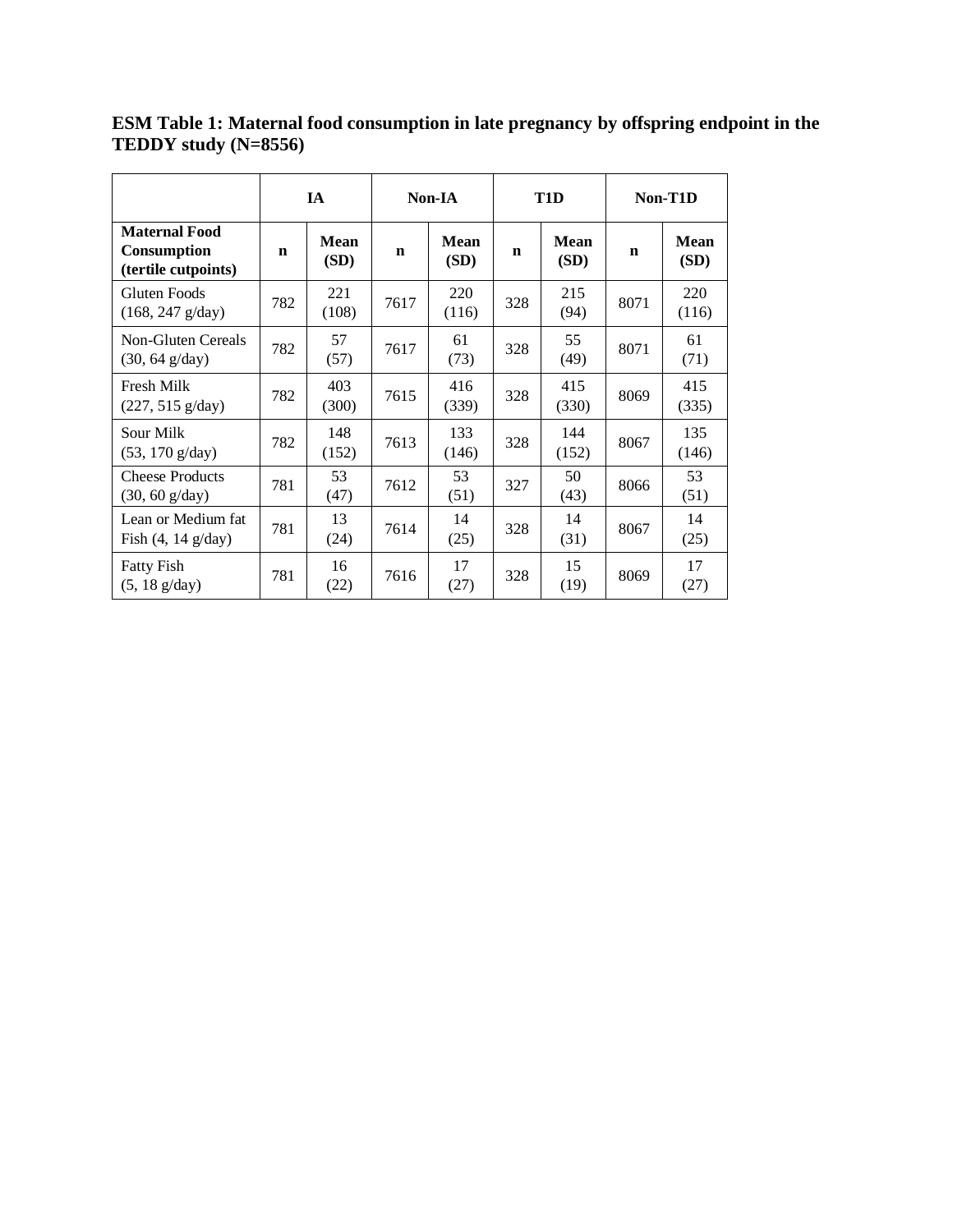**ESM Table 1: Maternal food consumption in late pregnancy by offspring endpoint in the TEDDY study (N=8556)**

| | IA | | Non-IA | | T1D | | Non-T1D | |
|---|---|---|---|---|---|---|---|---|
| **Maternal Food Consumption (tertile cutpoints)** | **n** | **Mean (SD)** | **n** | **Mean (SD)** | **n** | **Mean (SD)** | **n** | **Mean (SD)** |
| Gluten Foods (168, 247 g/day) | 782 | 221 (108) | 7617 | 220 (116) | 328 | 215 (94) | 8071 | 220 (116) |
| Non-Gluten Cereals (30, 64 g/day) | 782 | 57 (57) | 7617 | 61 (73) | 328 | 55 (49) | 8071 | 61 (71) |
| Fresh Milk (227, 515 g/day) | 782 | 403 (300) | 7615 | 416 (339) | 328 | 415 (330) | 8069 | 415 (335) |
| Sour Milk (53, 170 g/day) | 782 | 148 (152) | 7613 | 133 (146) | 328 | 144 (152) | 8067 | 135 (146) |
| Cheese Products (30, 60 g/day) | 781 | 53 (47) | 7612 | 53 (51) | 327 | 50 (43) | 8066 | 53 (51) |
| Lean or Medium fat Fish (4, 14 g/day) | 781 | 13 (24) | 7614 | 14 (25) | 328 | 14 (31) | 8067 | 14 (25) |
| Fatty Fish (5, 18 g/day) | 781 | 16 (22) | 7616 | 17 (27) | 328 | 15 (19) | 8069 | 17 (27) |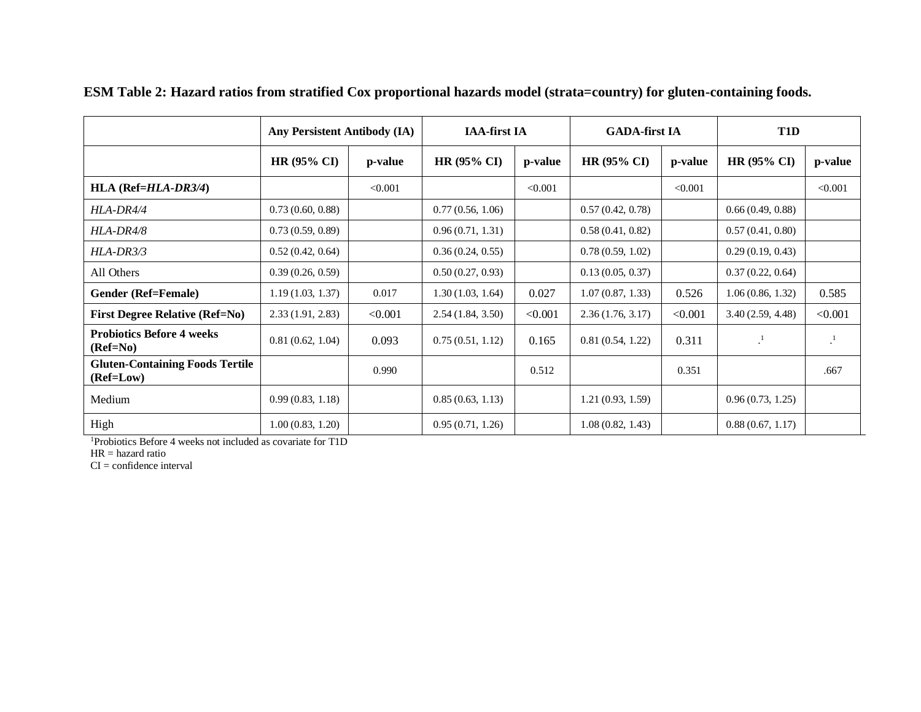**ESM Table 2: Hazard ratios from stratified Cox proportional hazards model (strata=country) for gluten-containing foods.**

| | Any Persistent Antibody (IA) | | IAA-first IA | | GADA-first IA | | T1D | |
|---|---|---|---|---|---|---|---|---|
| | **HR (95% CI)** | **p-value** | **HR (95% CI)** | **p-value** | **HR (95% CI)** | **p-value** | **HR (95% CI)** | **p-value** |
| **HLA (Ref=*HLA-DR3/4*)** | | <0.001 | | <0.001 | | <0.001 | | <0.001 |
| *HLA-DR4/4* | 0.73 (0.60, 0.88) | | 0.77 (0.56, 1.06) | | 0.57 (0.42, 0.78) | | 0.66 (0.49, 0.88) | |
| *HLA-DR4/8* | 0.73 (0.59, 0.89) | | 0.96 (0.71, 1.31) | | 0.58 (0.41, 0.82) | | 0.57 (0.41, 0.80) | |
| *HLA-DR3/3* | 0.52 (0.42, 0.64) | | 0.36 (0.24, 0.55) | | 0.78 (0.59, 1.02) | | 0.29 (0.19, 0.43) | |
| All Others | 0.39 (0.26, 0.59) | | 0.50 (0.27, 0.93) | | 0.13 (0.05, 0.37) | | 0.37 (0.22, 0.64) | |
| **Gender (Ref=Female)** | 1.19 (1.03, 1.37) | 0.017 | 1.30 (1.03, 1.64) | 0.027 | 1.07 (0.87, 1.33) | 0.526 | 1.06 (0.86, 1.32) | 0.585 |
| **First Degree Relative (Ref=No)** | 2.33 (1.91, 2.83) | <0.001 | 2.54 (1.84, 3.50) | <0.001 | 2.36 (1.76, 3.17) | <0.001 | 3.40 (2.59, 4.48) | <0.001 |
| **Probiotics Before 4 weeks (Ref=No)** | 0.81 (0.62, 1.04) | 0.093 | 0.75 (0.51, 1.12) | 0.165 | 0.81 (0.54, 1.22) | 0.311 | .[1] | .[1] |
| **Gluten-Containing Foods Tertile (Ref=Low)** | | 0.990 | | 0.512 | | 0.351 | | .667 |
| Medium | 0.99 (0.83, 1.18) | | 0.85 (0.63, 1.13) | | 1.21 (0.93, 1.59) | | 0.96 (0.73, 1.25) | |
| High | 1.00 (0.83, 1.20) | | 0.95 (0.71, 1.26) | | 1.08 (0.82, 1.43) | | 0.88 (0.67, 1.17) | |

[1]Probiotics Before 4 weeks not included as covariate for T1D
HR = hazard ratio
CI = confidence interval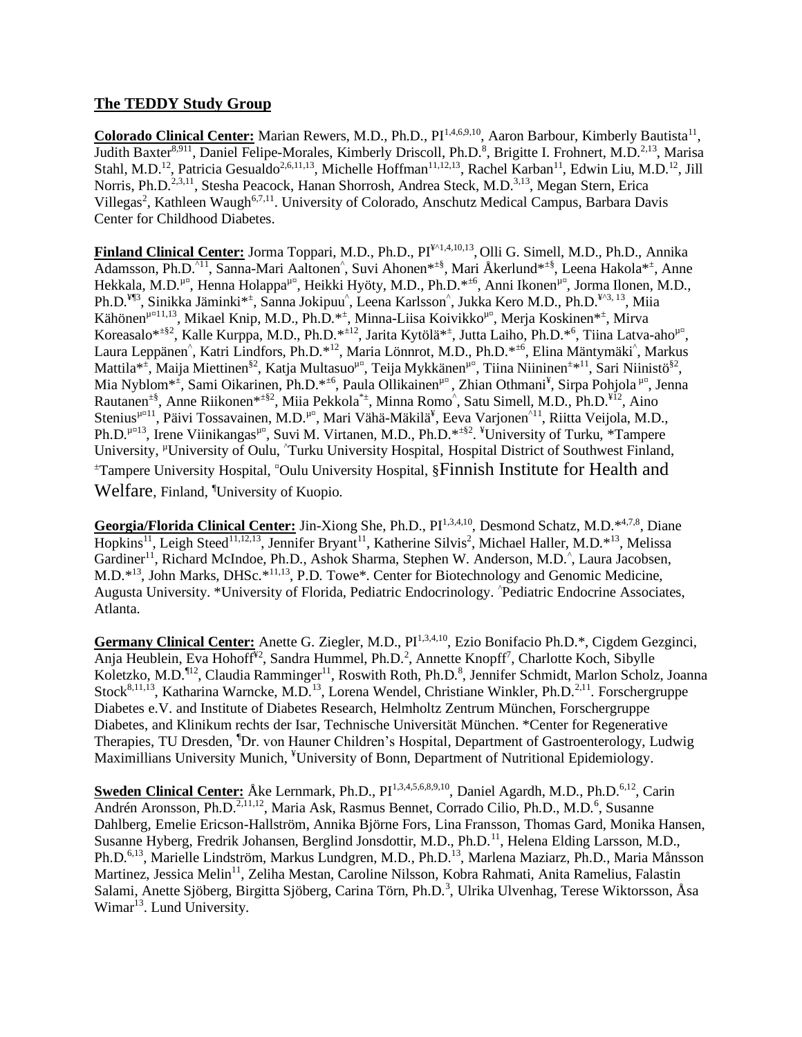## The TEDDY Study Group

**Colorado Clinical Center:** Marian Rewers, M.D., Ph.D., PI[1,4,6,9,10], Aaron Barbour, Kimberly Bautista[11], Judith Baxter[8,911], Daniel Felipe-Morales, Kimberly Driscoll, Ph.D.[8], Brigitte I. Frohnert, M.D.[2,13], Marisa Stahl, M.D.[12], Patricia Gesualdo[2,6,11,13], Michelle Hoffman[11,12,13], Rachel Karban[11], Edwin Liu, M.D.[12], Jill Norris, Ph.D.[2,3,11], Stesha Peacock, Hanan Shorrosh, Andrea Steck, M.D.[3,13], Megan Stern, Erica Villegas[2], Kathleen Waugh[6,7,11]. University of Colorado, Anschutz Medical Campus, Barbara Davis Center for Childhood Diabetes.

**Finland Clinical Center:** Jorma Toppari, M.D., Ph.D., PI[¥^1,4,10,13], Olli G. Simell, M.D., Ph.D., Annika Adamsson, Ph.D.[^11], Sanna-Mari Aaltonen[^], Suvi Ahonen[*±§], Mari Åkerlund[*±§], Leena Hakola[*±], Anne Hekkala, M.D.[μ¤], Henna Holappa[μ¤], Heikki Hyöty, M.D., Ph.D.[*±6], Anni Ikonen[μ¤], Jorma Ilonen, M.D., Ph.D.[¥¶3], Sinikka Jäminki[*±], Sanna Jokipuu[^], Leena Karlsson[^], Jukka Kero M.D., Ph.D.[¥^3, 13], Miia Kähönen[μ¤11,13], Mikael Knip, M.D., Ph.D.[*±], Minna-Liisa Koivikko[μ¤], Merja Koskinen[*±], Mirva Koreasalo[*±§2], Kalle Kurppa, M.D., Ph.D.[*±12], Jarita Kytölä[*±], Jutta Laiho, Ph.D.[*6], Tiina Latva-aho[μ¤], Laura Leppänen[^], Katri Lindfors, Ph.D.[*12], Maria Lönnrot, M.D., Ph.D.[*±6], Elina Mäntymäki[^], Markus Mattila[*±], Maija Miettinen[§2], Katja Multasuo[μ¤], Teija Mykkänen[μ¤], Tiina Niininen[±*11], Sari Niinistö[§2], Mia Nyblom[*±], Sami Oikarinen, Ph.D.[*±6], Paula Ollikainen[μ¤], Zhian Othmani[¥], Sirpa Pohjola[μ¤], Jenna Rautanen[±§], Anne Riikonen[*±§2], Miia Pekkola[*±], Minna Romo[^], Satu Simell, M.D., Ph.D.[¥12], Aino Stenius[μ¤11], Päivi Tossavainen, M.D.[μ¤], Mari Vähä-Mäkilä[¥], Eeva Varjonen[^11], Riitta Veijola, M.D., Ph.D.[μ¤13], Irene Viinikangas[μ¤], Suvi M. Virtanen, M.D., Ph.D.[*±§2]. [¥]University of Turku, [*]Tampere University, [μ]University of Oulu, [^]Turku University Hospital, Hospital District of Southwest Finland, [±]Tampere University Hospital, [¤]Oulu University Hospital, §Finnish Institute for Health and Welfare, Finland, [¶]University of Kuopio.

**Georgia/Florida Clinical Center:** Jin-Xiong She, Ph.D., PI[1,3,4,10], Desmond Schatz, M.D.[*4,7,8], Diane Hopkins[11], Leigh Steed[11,12,13], Jennifer Bryant[11], Katherine Silvis[2], Michael Haller, M.D.[*13], Melissa Gardiner[11], Richard McIndoe, Ph.D., Ashok Sharma, Stephen W. Anderson, M.D.[^], Laura Jacobsen, M.D.[*13], John Marks, DHSc.[*11,13], P.D. Towe*. Center for Biotechnology and Genomic Medicine, Augusta University. *University of Florida, Pediatric Endocrinology. [^]Pediatric Endocrine Associates, Atlanta.

**Germany Clinical Center:** Anette G. Ziegler, M.D., PI[1,3,4,10], Ezio Bonifacio Ph.D.*, Cigdem Gezginci, Anja Heublein, Eva Hohoff[¥2], Sandra Hummel, Ph.D.[2], Annette Knopff[7], Charlotte Koch, Sibylle Koletzko, M.D.[¶12], Claudia Ramminger[11], Roswith Roth, Ph.D.[8], Jennifer Schmidt, Marlon Scholz, Joanna Stock[8,11,13], Katharina Warncke, M.D.[13], Lorena Wendel, Christiane Winkler, Ph.D.[2,11]. Forschergruppe Diabetes e.V. and Institute of Diabetes Research, Helmholtz Zentrum München, Forschergruppe Diabetes, and Klinikum rechts der Isar, Technische Universität München. *Center for Regenerative Therapies, TU Dresden, [¶]Dr. von Hauner Children's Hospital, Department of Gastroenterology, Ludwig Maximillians University Munich, [¥]University of Bonn, Department of Nutritional Epidemiology.

**Sweden Clinical Center:** Åke Lernmark, Ph.D., PI[1,3,4,5,6,8,9,10], Daniel Agardh, M.D., Ph.D.[6,12], Carin Andrén Aronsson, Ph.D.[2,11,12], Maria Ask, Rasmus Bennet, Corrado Cilio, Ph.D., M.D.[6], Susanne Dahlberg, Emelie Ericson-Hallström, Annika Björne Fors, Lina Fransson, Thomas Gard, Monika Hansen, Susanne Hyberg, Fredrik Johansen, Berglind Jonsdottir, M.D., Ph.D.[11], Helena Elding Larsson, M.D., Ph.D.[6,13], Marielle Lindström, Markus Lundgren, M.D., Ph.D.[13], Marlena Maziarz, Ph.D., Maria Månsson Martinez, Jessica Melin[11], Zeliha Mestan, Caroline Nilsson, Kobra Rahmati, Anita Ramelius, Falastin Salami, Anette Sjöberg, Birgitta Sjöberg, Carina Törn, Ph.D.[3], Ulrika Ulvenhag, Terese Wiktorsson, Åsa Wimar[13]. Lund University.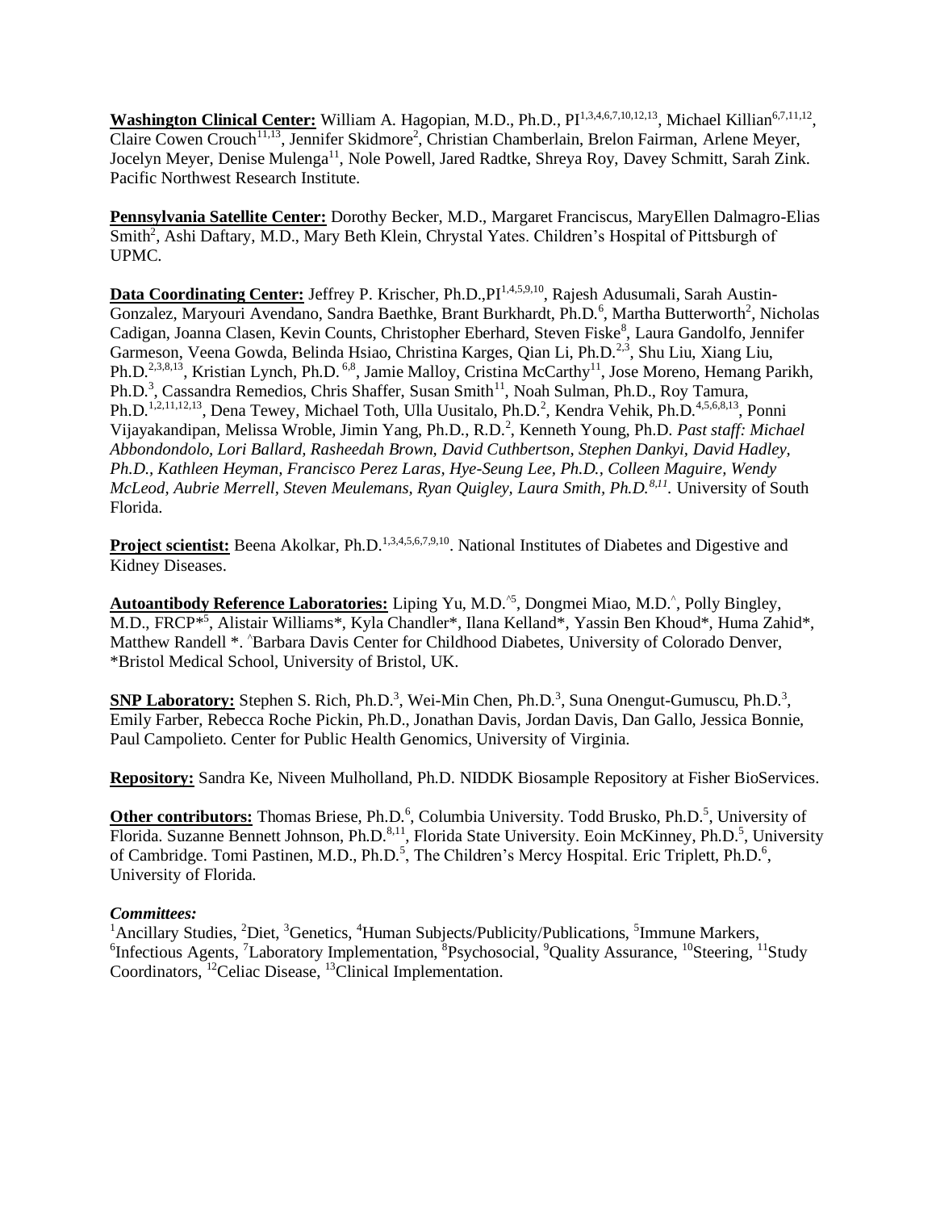**Washington Clinical Center:** William A. Hagopian, M.D., Ph.D., PI[1,3,4,6,7,10,12,13], Michael Killian[6,7,11,12], Claire Cowen Crouch[11,13], Jennifer Skidmore[2], Christian Chamberlain, Brelon Fairman, Arlene Meyer, Jocelyn Meyer, Denise Mulenga[11], Nole Powell, Jared Radtke, Shreya Roy, Davey Schmitt, Sarah Zink. Pacific Northwest Research Institute.

**Pennsylvania Satellite Center:** Dorothy Becker, M.D., Margaret Franciscus, MaryEllen Dalmagro-Elias Smith[2], Ashi Daftary, M.D., Mary Beth Klein, Chrystal Yates. Children's Hospital of Pittsburgh of UPMC.

**Data Coordinating Center:** Jeffrey P. Krischer, Ph.D.,PI[1,4,5,9,10], Rajesh Adusumali, Sarah Austin-Gonzalez, Maryouri Avendano, Sandra Baethke, Brant Burkhardt, Ph.D.[6], Martha Butterworth[2], Nicholas Cadigan, Joanna Clasen, Kevin Counts, Christopher Eberhard, Steven Fiske[8], Laura Gandolfo, Jennifer Garmeson, Veena Gowda, Belinda Hsiao, Christina Karges, Qian Li, Ph.D.[2,3], Shu Liu, Xiang Liu, Ph.D.[2,3,8,13], Kristian Lynch, Ph.D. [6,8], Jamie Malloy, Cristina McCarthy[11], Jose Moreno, Hemang Parikh, Ph.D.[3], Cassandra Remedios, Chris Shaffer, Susan Smith[11], Noah Sulman, Ph.D., Roy Tamura, Ph.D.[1,2,11,12,13], Dena Tewey, Michael Toth, Ulla Uusitalo, Ph.D.[2], Kendra Vehik, Ph.D.[4,5,6,8,13], Ponni Vijayakandipan, Melissa Wroble, Jimin Yang, Ph.D., R.D.[2], Kenneth Young, Ph.D. *Past staff: Michael Abbondondolo, Lori Ballard, Rasheedah Brown, David Cuthbertson, Stephen Dankyi, David Hadley, Ph.D., Kathleen Heyman, Francisco Perez Laras, Hye-Seung Lee, Ph.D., Colleen Maguire, Wendy McLeod, Aubrie Merrell, Steven Meulemans, Ryan Quigley, Laura Smith, Ph.D.[8,11]*. University of South Florida.

**Project scientist:** Beena Akolkar, Ph.D.[1,3,4,5,6,7,9,10]. National Institutes of Diabetes and Digestive and Kidney Diseases.

**Autoantibody Reference Laboratories:** Liping Yu, M.D.[^5], Dongmei Miao, M.D.[^], Polly Bingley, M.D., FRCP*[5], Alistair Williams*, Kyla Chandler*, Ilana Kelland*, Yassin Ben Khoud*, Huma Zahid*, Matthew Randell *. [^]Barbara Davis Center for Childhood Diabetes, University of Colorado Denver, *Bristol Medical School, University of Bristol, UK.

**SNP Laboratory:** Stephen S. Rich, Ph.D.[3], Wei-Min Chen, Ph.D.[3], Suna Onengut-Gumuscu, Ph.D.[3], Emily Farber, Rebecca Roche Pickin, Ph.D., Jonathan Davis, Jordan Davis, Dan Gallo, Jessica Bonnie, Paul Campolieto. Center for Public Health Genomics, University of Virginia.

**Repository:** Sandra Ke, Niveen Mulholland, Ph.D. NIDDK Biosample Repository at Fisher BioServices.

**Other contributors:** Thomas Briese, Ph.D.[6], Columbia University. Todd Brusko, Ph.D.[5], University of Florida. Suzanne Bennett Johnson, Ph.D.[8,11], Florida State University. Eoin McKinney, Ph.D.[5], University of Cambridge. Tomi Pastinen, M.D., Ph.D.[5], The Children's Mercy Hospital. Eric Triplett, Ph.D.[6], University of Florida.

***Committees:***

[1]Ancillary Studies, [2]Diet, [3]Genetics, [4]Human Subjects/Publicity/Publications, [5]Immune Markers, [6]Infectious Agents, [7]Laboratory Implementation, [8]Psychosocial, [9]Quality Assurance, [10]Steering, [11]Study Coordinators, [12]Celiac Disease, [13]Clinical Implementation.